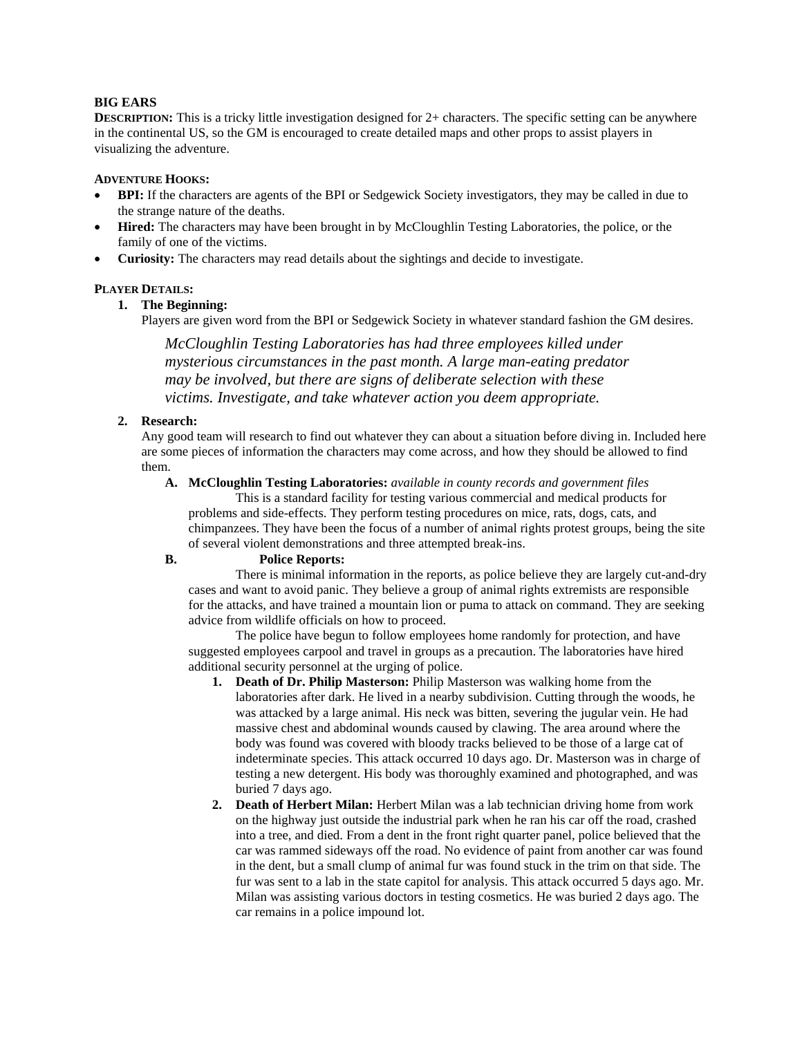**BIG EARS**

**DESCRIPTION:** This is a tricky little investigation designed for 2+ characters. The specific setting can be anywhere in the continental US, so the GM is encouraged to create detailed maps and other props to assist players in visualizing the adventure.

**ADVENTURE HOOKS:**

- **BPI:** If the characters are agents of the BPI or Sedgewick Society investigators, they may be called in due to the strange nature of the deaths.
- **Hired:** The characters may have been brought in by McCloughlin Testing Laboratories, the police, or the family of one of the victims.
- **Curiosity:** The characters may read details about the sightings and decide to investigate.

**PLAYER DETAILS:**

1. **The Beginning:**
   Players are given word from the BPI or Sedgewick Society in whatever standard fashion the GM desires.

   > *McCloughlin Testing Laboratories has had three employees killed under mysterious circumstances in the past month. A large man-eating predator may be involved, but there are signs of deliberate selection with these victims. Investigate, and take whatever action you deem appropriate.*

2. **Research:**
   Any good team will research to find out whatever they can about a situation before diving in. Included here are some pieces of information the characters may come across, and how they should be allowed to find them.

   A. **McCloughlin Testing Laboratories:** *available in county records and government files*

      This is a standard facility for testing various commercial and medical products for problems and side-effects. They perform testing procedures on mice, rats, dogs, cats, and chimpanzees. They have been the focus of a number of animal rights protest groups, being the site of several violent demonstrations and three attempted break-ins.

   B. **Police Reports:**

      There is minimal information in the reports, as police believe they are largely cut-and-dry cases and want to avoid panic. They believe a group of animal rights extremists are responsible for the attacks, and have trained a mountain lion or puma to attack on command. They are seeking advice from wildlife officials on how to proceed.

      The police have begun to follow employees home randomly for protection, and have suggested employees carpool and travel in groups as a precaution. The laboratories have hired additional security personnel at the urging of police.

      1. **Death of Dr. Philip Masterson:** Philip Masterson was walking home from the laboratories after dark. He lived in a nearby subdivision. Cutting through the woods, he was attacked by a large animal. His neck was bitten, severing the jugular vein. He had massive chest and abdominal wounds caused by clawing. The area around where the body was found was covered with bloody tracks believed to be those of a large cat of indeterminate species. This attack occurred 10 days ago. Dr. Masterson was in charge of testing a new detergent. His body was thoroughly examined and photographed, and was buried 7 days ago.
      2. **Death of Herbert Milan:** Herbert Milan was a lab technician driving home from work on the highway just outside the industrial park when he ran his car off the road, crashed into a tree, and died. From a dent in the front right quarter panel, police believed that the car was rammed sideways off the road. No evidence of paint from another car was found in the dent, but a small clump of animal fur was found stuck in the trim on that side. The fur was sent to a lab in the state capitol for analysis. This attack occurred 5 days ago. Mr. Milan was assisting various doctors in testing cosmetics. He was buried 2 days ago. The car remains in a police impound lot.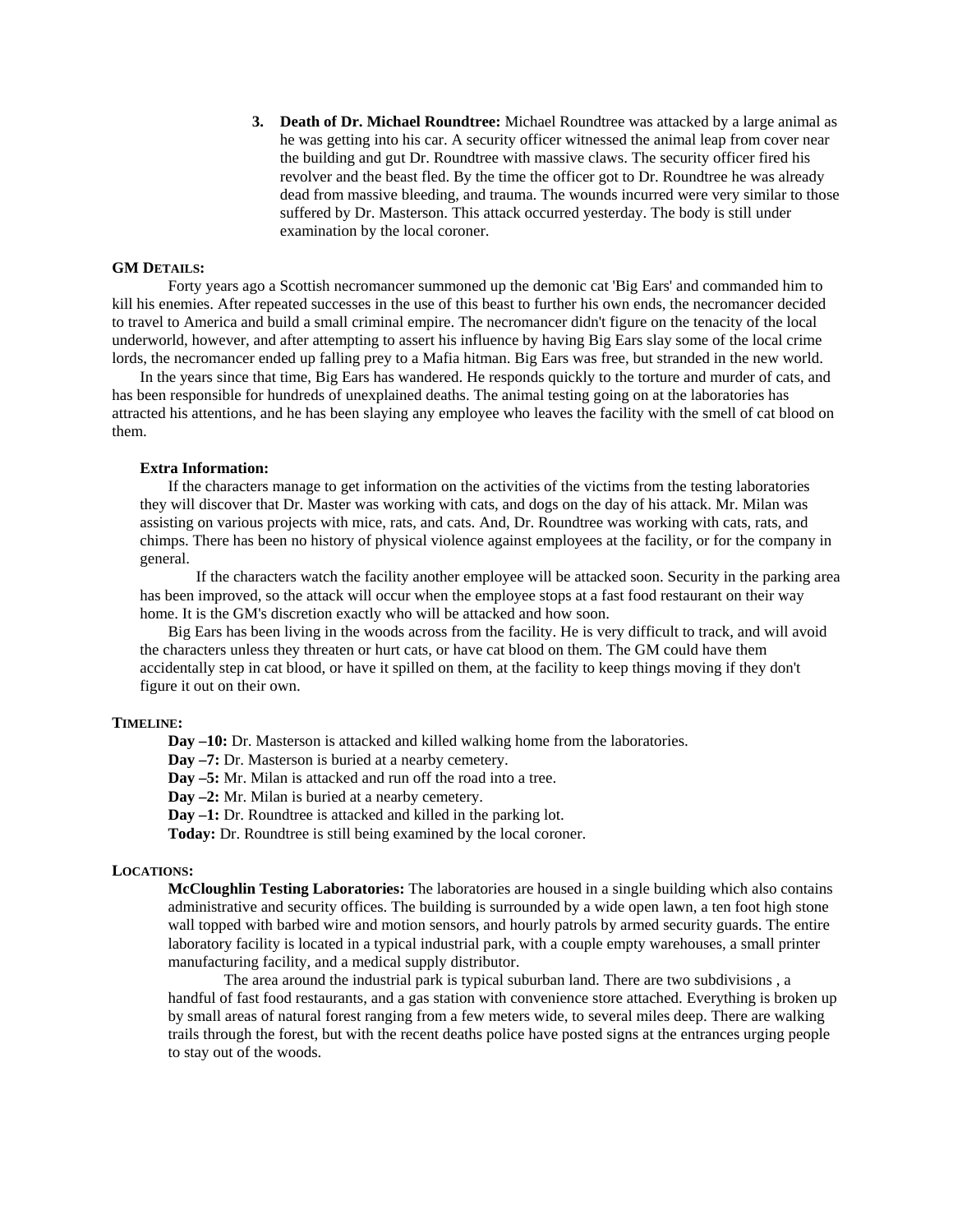3. **Death of Dr. Michael Roundtree:** Michael Roundtree was attacked by a large animal as he was getting into his car. A security officer witnessed the animal leap from cover near the building and gut Dr. Roundtree with massive claws. The security officer fired his revolver and the beast fled. By the time the officer got to Dr. Roundtree he was already dead from massive bleeding, and trauma. The wounds incurred were very similar to those suffered by Dr. Masterson. This attack occurred yesterday. The body is still under examination by the local coroner.

## GM Details:

Forty years ago a Scottish necromancer summoned up the demonic cat 'Big Ears' and commanded him to kill his enemies. After repeated successes in the use of this beast to further his own ends, the necromancer decided to travel to America and build a small criminal empire. The necromancer didn't figure on the tenacity of the local underworld, however, and after attempting to assert his influence by having Big Ears slay some of the local crime lords, the necromancer ended up falling prey to a Mafia hitman. Big Ears was free, but stranded in the new world.

In the years since that time, Big Ears has wandered. He responds quickly to the torture and murder of cats, and has been responsible for hundreds of unexplained deaths. The animal testing going on at the laboratories has attracted his attentions, and he has been slaying any employee who leaves the facility with the smell of cat blood on them.

### Extra Information:

If the characters manage to get information on the activities of the victims from the testing laboratories they will discover that Dr. Master was working with cats, and dogs on the day of his attack. Mr. Milan was assisting on various projects with mice, rats, and cats. And, Dr. Roundtree was working with cats, rats, and chimps. There has been no history of physical violence against employees at the facility, or for the company in general.

If the characters watch the facility another employee will be attacked soon. Security in the parking area has been improved, so the attack will occur when the employee stops at a fast food restaurant on their way home. It is the GM's discretion exactly who will be attacked and how soon.

Big Ears has been living in the woods across from the facility. He is very difficult to track, and will avoid the characters unless they threaten or hurt cats, or have cat blood on them. The GM could have them accidentally step in cat blood, or have it spilled on them, at the facility to keep things moving if they don't figure it out on their own.

## Timeline:

**Day –10:** Dr. Masterson is attacked and killed walking home from the laboratories.
**Day –7:** Dr. Masterson is buried at a nearby cemetery.
**Day –5:** Mr. Milan is attacked and run off the road into a tree.
**Day –2:** Mr. Milan is buried at a nearby cemetery.
**Day –1:** Dr. Roundtree is attacked and killed in the parking lot.
**Today:** Dr. Roundtree is still being examined by the local coroner.

## Locations:

**McCloughlin Testing Laboratories:** The laboratories are housed in a single building which also contains administrative and security offices. The building is surrounded by a wide open lawn, a ten foot high stone wall topped with barbed wire and motion sensors, and hourly patrols by armed security guards. The entire laboratory facility is located in a typical industrial park, with a couple empty warehouses, a small printer manufacturing facility, and a medical supply distributor.

The area around the industrial park is typical suburban land. There are two subdivisions , a handful of fast food restaurants, and a gas station with convenience store attached. Everything is broken up by small areas of natural forest ranging from a few meters wide, to several miles deep. There are walking trails through the forest, but with the recent deaths police have posted signs at the entrances urging people to stay out of the woods.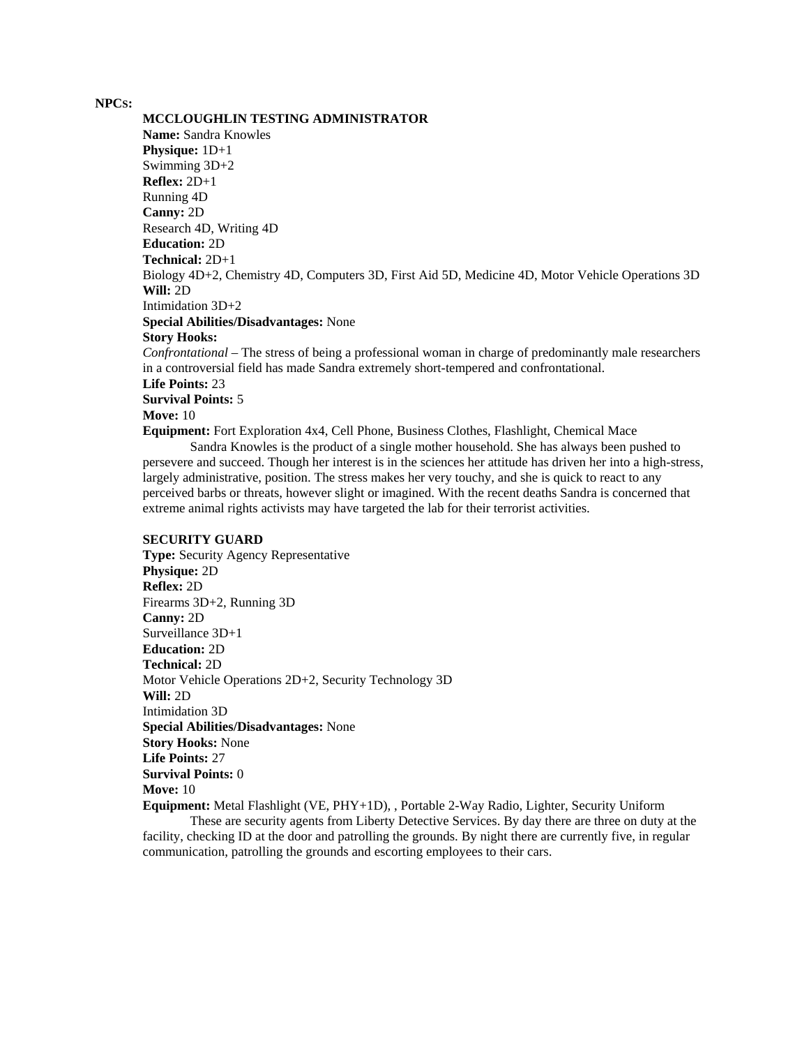**NPCs:**

**MCCLOUGHLIN TESTING ADMINISTRATOR**

**Name:** Sandra Knowles
**Physique:** 1D+1
Swimming 3D+2
**Reflex:** 2D+1
Running 4D
**Canny:** 2D
Research 4D, Writing 4D
**Education:** 2D
**Technical:** 2D+1
Biology 4D+2, Chemistry 4D, Computers 3D, First Aid 5D, Medicine 4D, Motor Vehicle Operations 3D
**Will:** 2D
Intimidation 3D+2
**Special Abilities/Disadvantages:** None
**Story Hooks:**
*Confrontational* – The stress of being a professional woman in charge of predominantly male researchers in a controversial field has made Sandra extremely short-tempered and confrontational.
**Life Points:** 23
**Survival Points:** 5
**Move:** 10
**Equipment:** Fort Exploration 4x4, Cell Phone, Business Clothes, Flashlight, Chemical Mace

Sandra Knowles is the product of a single mother household. She has always been pushed to persevere and succeed. Though her interest is in the sciences her attitude has driven her into a high-stress, largely administrative, position. The stress makes her very touchy, and she is quick to react to any perceived barbs or threats, however slight or imagined. With the recent deaths Sandra is concerned that extreme animal rights activists may have targeted the lab for their terrorist activities.

**SECURITY GUARD**

**Type:** Security Agency Representative
**Physique:** 2D
**Reflex:** 2D
Firearms 3D+2, Running 3D
**Canny:** 2D
Surveillance 3D+1
**Education:** 2D
**Technical:** 2D
Motor Vehicle Operations 2D+2, Security Technology 3D
**Will:** 2D
Intimidation 3D
**Special Abilities/Disadvantages:** None
**Story Hooks:** None
**Life Points:** 27
**Survival Points:** 0
**Move:** 10
**Equipment:** Metal Flashlight (VE, PHY+1D), , Portable 2-Way Radio, Lighter, Security Uniform

These are security agents from Liberty Detective Services. By day there are three on duty at the facility, checking ID at the door and patrolling the grounds. By night there are currently five, in regular communication, patrolling the grounds and escorting employees to their cars.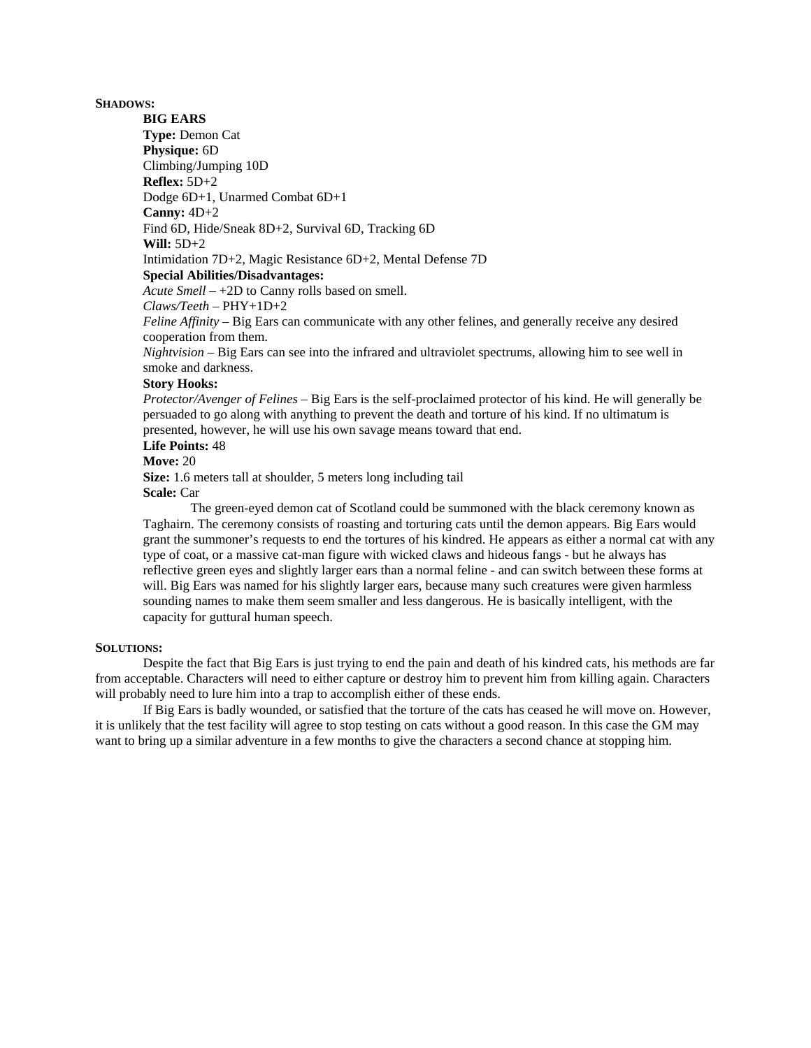**SHADOWS:**

**BIG EARS**
**Type:** Demon Cat
**Physique:** 6D
Climbing/Jumping 10D
**Reflex:** 5D+2
Dodge 6D+1, Unarmed Combat 6D+1
**Canny:** 4D+2
Find 6D, Hide/Sneak 8D+2, Survival 6D, Tracking 6D
**Will:** 5D+2
Intimidation 7D+2, Magic Resistance 6D+2, Mental Defense 7D
**Special Abilities/Disadvantages:**
*Acute Smell* – +2D to Canny rolls based on smell.
*Claws/Teeth* – PHY+1D+2
*Feline Affinity* – Big Ears can communicate with any other felines, and generally receive any desired cooperation from them.
*Nightvision* – Big Ears can see into the infrared and ultraviolet spectrums, allowing him to see well in smoke and darkness.
**Story Hooks:**
*Protector/Avenger of Felines* – Big Ears is the self-proclaimed protector of his kind. He will generally be persuaded to go along with anything to prevent the death and torture of his kind. If no ultimatum is presented, however, he will use his own savage means toward that end.
**Life Points:** 48
**Move:** 20
**Size:** 1.6 meters tall at shoulder, 5 meters long including tail
**Scale:** Car

The green-eyed demon cat of Scotland could be summoned with the black ceremony known as Taghairn. The ceremony consists of roasting and torturing cats until the demon appears. Big Ears would grant the summoner's requests to end the tortures of his kindred. He appears as either a normal cat with any type of coat, or a massive cat-man figure with wicked claws and hideous fangs - but he always has reflective green eyes and slightly larger ears than a normal feline - and can switch between these forms at will. Big Ears was named for his slightly larger ears, because many such creatures were given harmless sounding names to make them seem smaller and less dangerous. He is basically intelligent, with the capacity for guttural human speech.

**SOLUTIONS:**

Despite the fact that Big Ears is just trying to end the pain and death of his kindred cats, his methods are far from acceptable. Characters will need to either capture or destroy him to prevent him from killing again. Characters will probably need to lure him into a trap to accomplish either of these ends.

If Big Ears is badly wounded, or satisfied that the torture of the cats has ceased he will move on. However, it is unlikely that the test facility will agree to stop testing on cats without a good reason. In this case the GM may want to bring up a similar adventure in a few months to give the characters a second chance at stopping him.